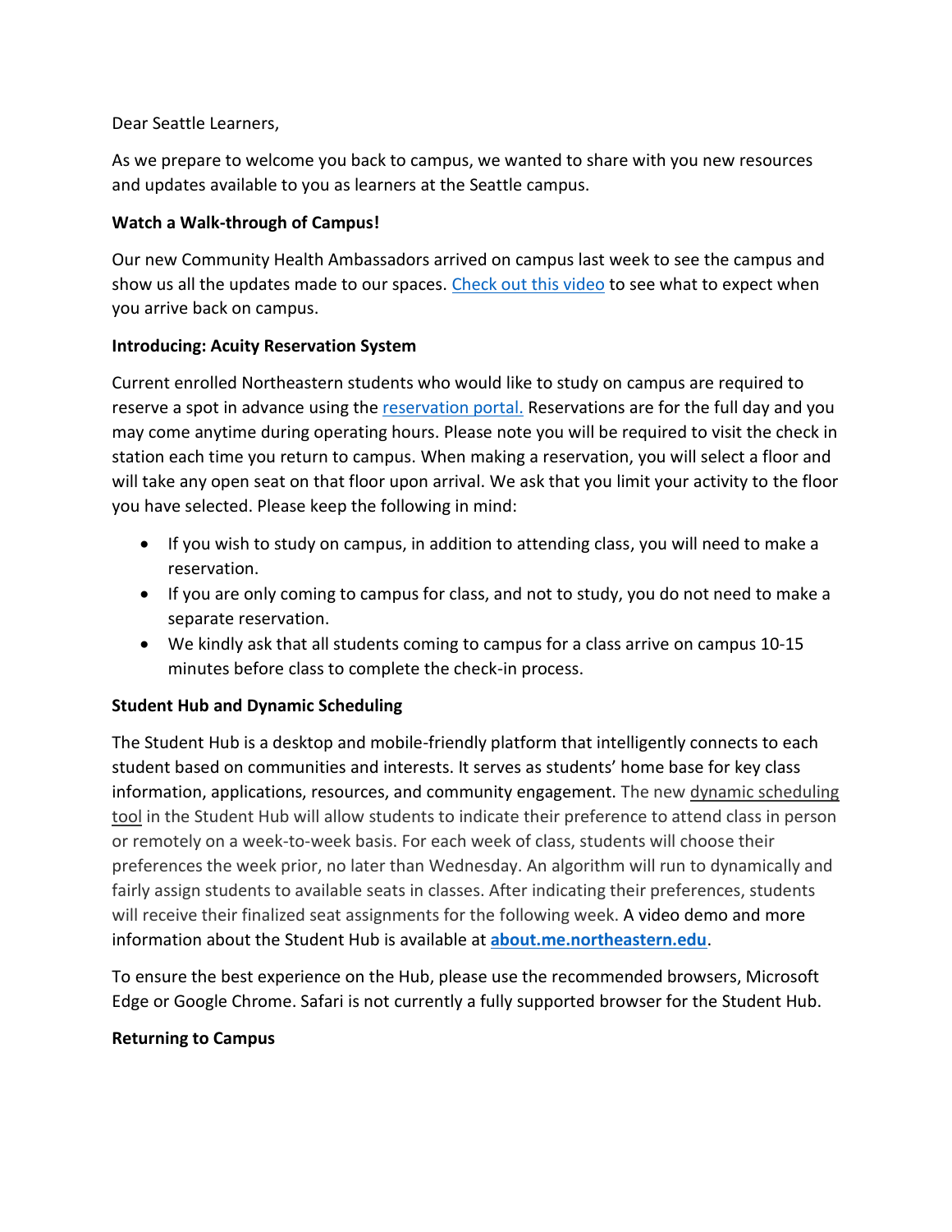Dear Seattle Learners,

As we prepare to welcome you back to campus, we wanted to share with you new resources and updates available to you as learners at the Seattle campus.

**Watch a Walk-through of Campus!**

Our new Community Health Ambassadors arrived on campus last week to see the campus and show us all the updates made to our spaces. Check out this video to see what to expect when you arrive back on campus.

**Introducing: Acuity Reservation System**

Current enrolled Northeastern students who would like to study on campus are required to reserve a spot in advance using the reservation portal. Reservations are for the full day and you may come anytime during operating hours. Please note you will be required to visit the check in station each time you return to campus. When making a reservation, you will select a floor and will take any open seat on that floor upon arrival. We ask that you limit your activity to the floor you have selected. Please keep the following in mind:

- If you wish to study on campus, in addition to attending class, you will need to make a reservation.
- If you are only coming to campus for class, and not to study, you do not need to make a separate reservation.
- We kindly ask that all students coming to campus for a class arrive on campus 10-15 minutes before class to complete the check-in process.

**Student Hub and Dynamic Scheduling**

The Student Hub is a desktop and mobile-friendly platform that intelligently connects to each student based on communities and interests. It serves as students' home base for key class information, applications, resources, and community engagement. The new dynamic scheduling tool in the Student Hub will allow students to indicate their preference to attend class in person or remotely on a week-to-week basis. For each week of class, students will choose their preferences the week prior, no later than Wednesday. An algorithm will run to dynamically and fairly assign students to available seats in classes. After indicating their preferences, students will receive their finalized seat assignments for the following week. A video demo and more information about the Student Hub is available at **about.me.northeastern.edu**.

To ensure the best experience on the Hub, please use the recommended browsers, Microsoft Edge or Google Chrome. Safari is not currently a fully supported browser for the Student Hub.

**Returning to Campus**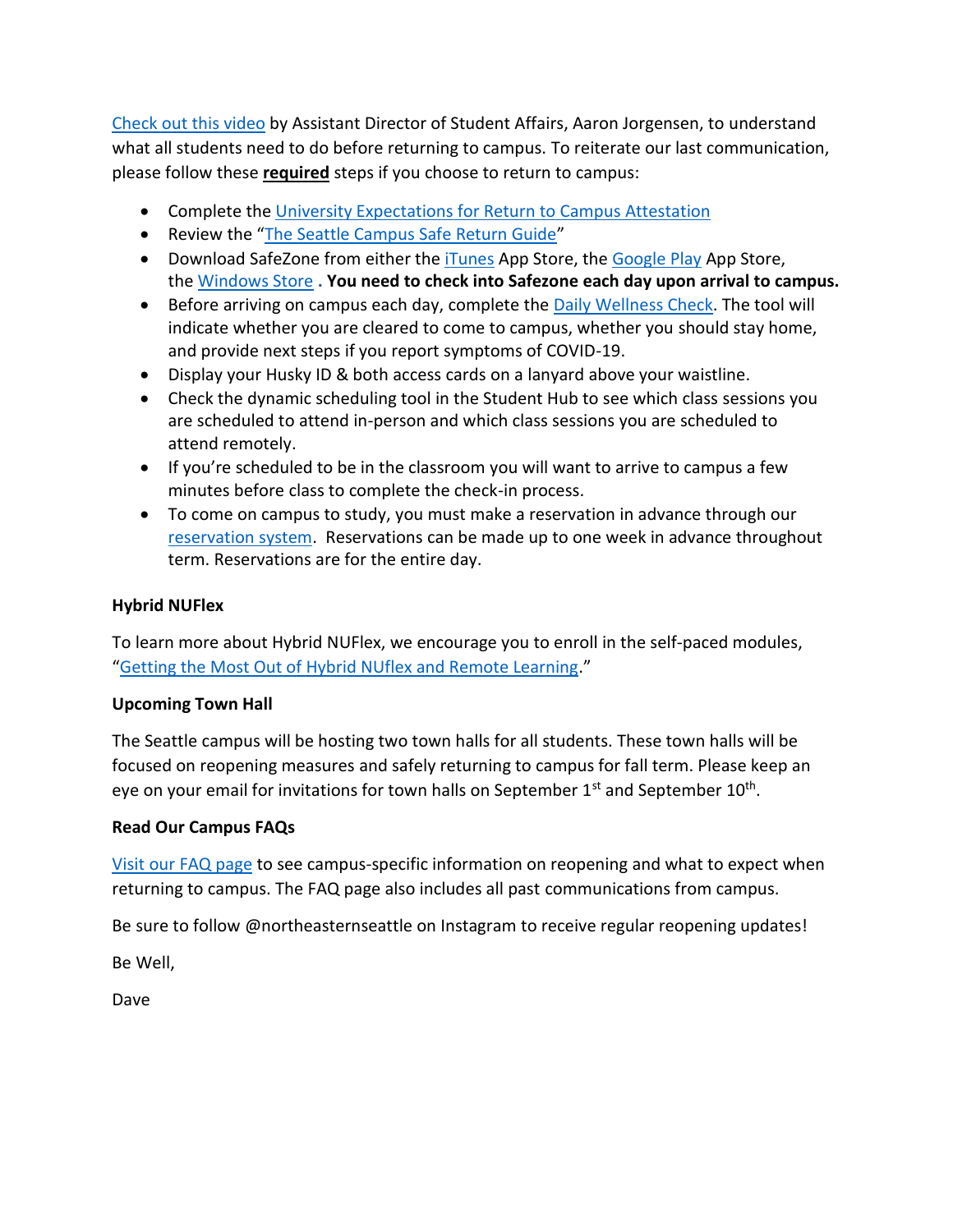Check out this video by Assistant Director of Student Affairs, Aaron Jorgensen, to understand what all students need to do before returning to campus. To reiterate our last communication, please follow these **required** steps if you choose to return to campus:

- Complete the University Expectations for Return to Campus Attestation
- Review the "The Seattle Campus Safe Return Guide"
- Download SafeZone from either the iTunes App Store, the Google Play App Store, the Windows Store **. You need to check into Safezone each day upon arrival to campus.**
- Before arriving on campus each day, complete the Daily Wellness Check. The tool will indicate whether you are cleared to come to campus, whether you should stay home, and provide next steps if you report symptoms of COVID-19.
- Display your Husky ID & both access cards on a lanyard above your waistline.
- Check the dynamic scheduling tool in the Student Hub to see which class sessions you are scheduled to attend in-person and which class sessions you are scheduled to attend remotely.
- If you're scheduled to be in the classroom you will want to arrive to campus a few minutes before class to complete the check-in process.
- To come on campus to study, you must make a reservation in advance through our reservation system. Reservations can be made up to one week in advance throughout term. Reservations are for the entire day.

**Hybrid NUFlex**

To learn more about Hybrid NUFlex, we encourage you to enroll in the self-paced modules, "Getting the Most Out of Hybrid NUflex and Remote Learning."

**Upcoming Town Hall**

The Seattle campus will be hosting two town halls for all students. These town halls will be focused on reopening measures and safely returning to campus for fall term. Please keep an eye on your email for invitations for town halls on September 1st and September 10th.

**Read Our Campus FAQs**

Visit our FAQ page to see campus-specific information on reopening and what to expect when returning to campus. The FAQ page also includes all past communications from campus.

Be sure to follow @northeasternseattle on Instagram to receive regular reopening updates!

Be Well,

Dave